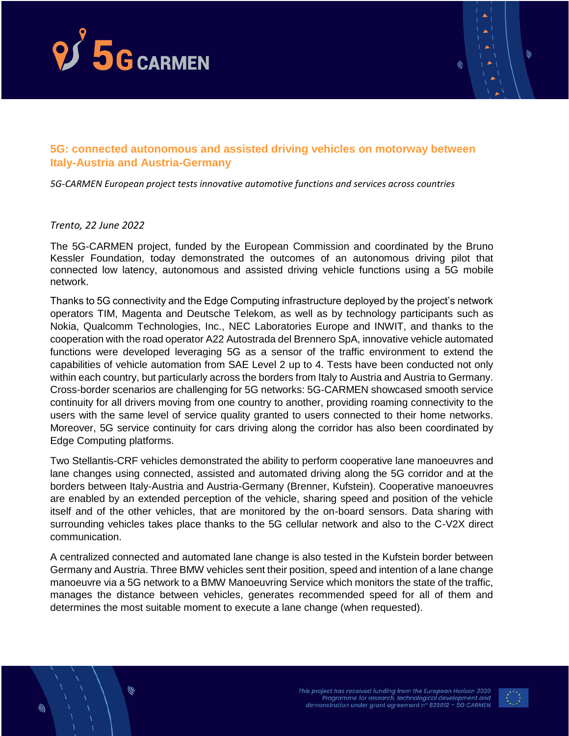## 5G: connected autonomous and assisted driving vehicles on motorway between Italy-Austria and Austria-Germany

*5G-CARMEN European project tests innovative automotive functions and services across countries*

*Trento, 22 June 2022*

The 5G-CARMEN project, funded by the European Commission and coordinated by the Bruno Kessler Foundation, today demonstrated the outcomes of an autonomous driving pilot that connected low latency, autonomous and assisted driving vehicle functions using a 5G mobile network.

Thanks to 5G connectivity and the Edge Computing infrastructure deployed by the project's network operators TIM, Magenta and Deutsche Telekom, as well as by technology participants such as Nokia, Qualcomm Technologies, Inc., NEC Laboratories Europe and INWIT, and thanks to the cooperation with the road operator A22 Autostrada del Brennero SpA, innovative vehicle automated functions were developed leveraging 5G as a sensor of the traffic environment to extend the capabilities of vehicle automation from SAE Level 2 up to 4. Tests have been conducted not only within each country, but particularly across the borders from Italy to Austria and Austria to Germany. Cross-border scenarios are challenging for 5G networks: 5G-CARMEN showcased smooth service continuity for all drivers moving from one country to another, providing roaming connectivity to the users with the same level of service quality granted to users connected to their home networks. Moreover, 5G service continuity for cars driving along the corridor has also been coordinated by Edge Computing platforms.

Two Stellantis-CRF vehicles demonstrated the ability to perform cooperative lane manoeuvres and lane changes using connected, assisted and automated driving along the 5G corridor and at the borders between Italy-Austria and Austria-Germany (Brenner, Kufstein). Cooperative manoeuvres are enabled by an extended perception of the vehicle, sharing speed and position of the vehicle itself and of the other vehicles, that are monitored by the on-board sensors. Data sharing with surrounding vehicles takes place thanks to the 5G cellular network and also to the C-V2X direct communication.

A centralized connected and automated lane change is also tested in the Kufstein border between Germany and Austria. Three BMW vehicles sent their position, speed and intention of a lane change manoeuvre via a 5G network to a BMW Manoeuvring Service which monitors the state of the traffic, manages the distance between vehicles, generates recommended speed for all of them and determines the most suitable moment to execute a lane change (when requested).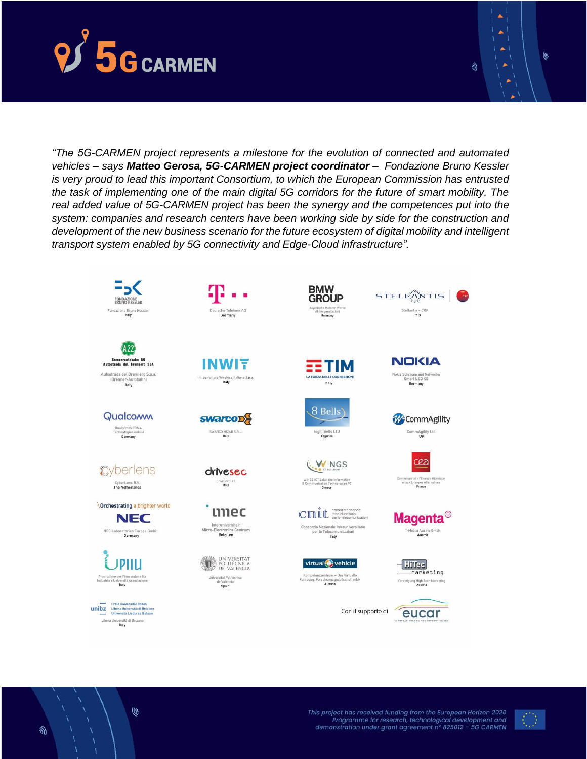*"The 5G-CARMEN project represents a milestone for the evolution of connected and automated vehicles – says* ***Matteo Gerosa, 5G-CARMEN project coordinator*** *– Fondazione Bruno Kessler is very proud to lead this important Consortium, to which the European Commission has entrusted the task of implementing one of the main digital 5G corridors for the future of smart mobility. The real added value of 5G-CARMEN project has been the synergy and the competences put into the system: companies and research centers have been working side by side for the construction and development of the new business scenario for the future ecosystem of digital mobility and intelligent transport system enabled by 5G connectivity and Edge-Cloud infrastructure".*

Fondazione Bruno Kessler, Italy

Deutsche Telekom AG, Germany

Bayerische Motoren Werke Aktiengesellschaft, Germany

Stellantis – CRF, Italy

Autostrada del Brennero S.p.a. (Brenner-Autobahn), Italy

Infrastrutture Wireless Italiane S.p.a., Italy

TIM, Italy

Nokia Solutions and Networks GmbH & CO KG, Germany

Qualcomm CDMA Technologies GMBH, Germany

SWARCO MIZAR S.R.L., Italy

Eight Bells LTD, Cyprus

CommAgility Ltd., UK

CyberLens B.V., The Netherlands

DriveSec S.r.l., Italy

WINGS ICT Solutions Information & Communication Technologies PC, Greece

Commissariat à l'Energie Atomique et aux Energies Alternatives, France

NEC Laboratories Europe GmbH, Germany

Interuniversitair Micro-Electronica Centrum, Belgium

Consorzio Nazionale Interuniversitario per le Telecomunicazioni, Italy

T-Mobile Austria GmbH, Austria

Promozione per l'Innovazione fra Industria e Università Associazione, Italy

Universitat Politècnica de València, Spain

Kompetenzzentrum – Das Virtuelle Fahrzeug, Forschungsgesellschaft mbH, Austria

Vereinigung High Tech Marketing, Austria

Libera Università di Bolzano, Italy

Con il supporto di eucar

This project has received funding from the European Horizon 2020 Programme for research, technological development and demonstration under grant agreement n° 825012 – 5G CARMEN